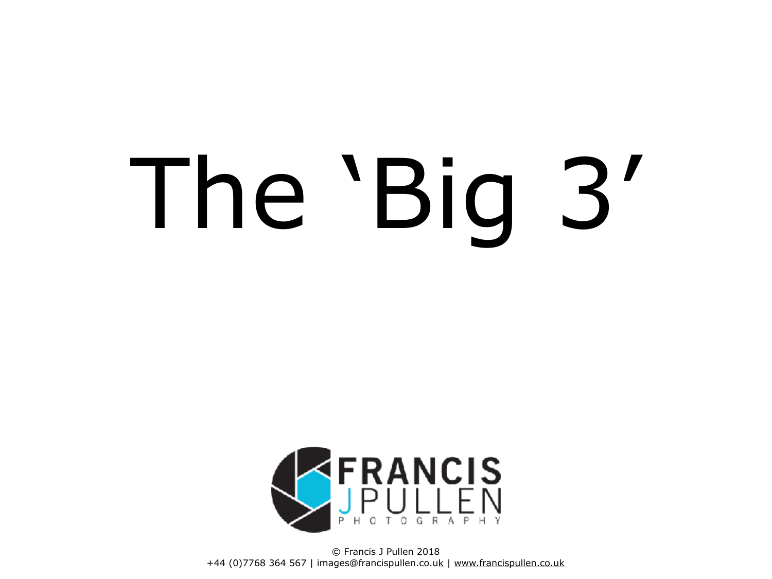# The 'Big 3'

FRANCIS J PULLEN PHOTOGRAPHY

© Francis J Pullen 2018
+44 (0)7768 364 567 | images@francispullen.co.uk | www.francispullen.co.uk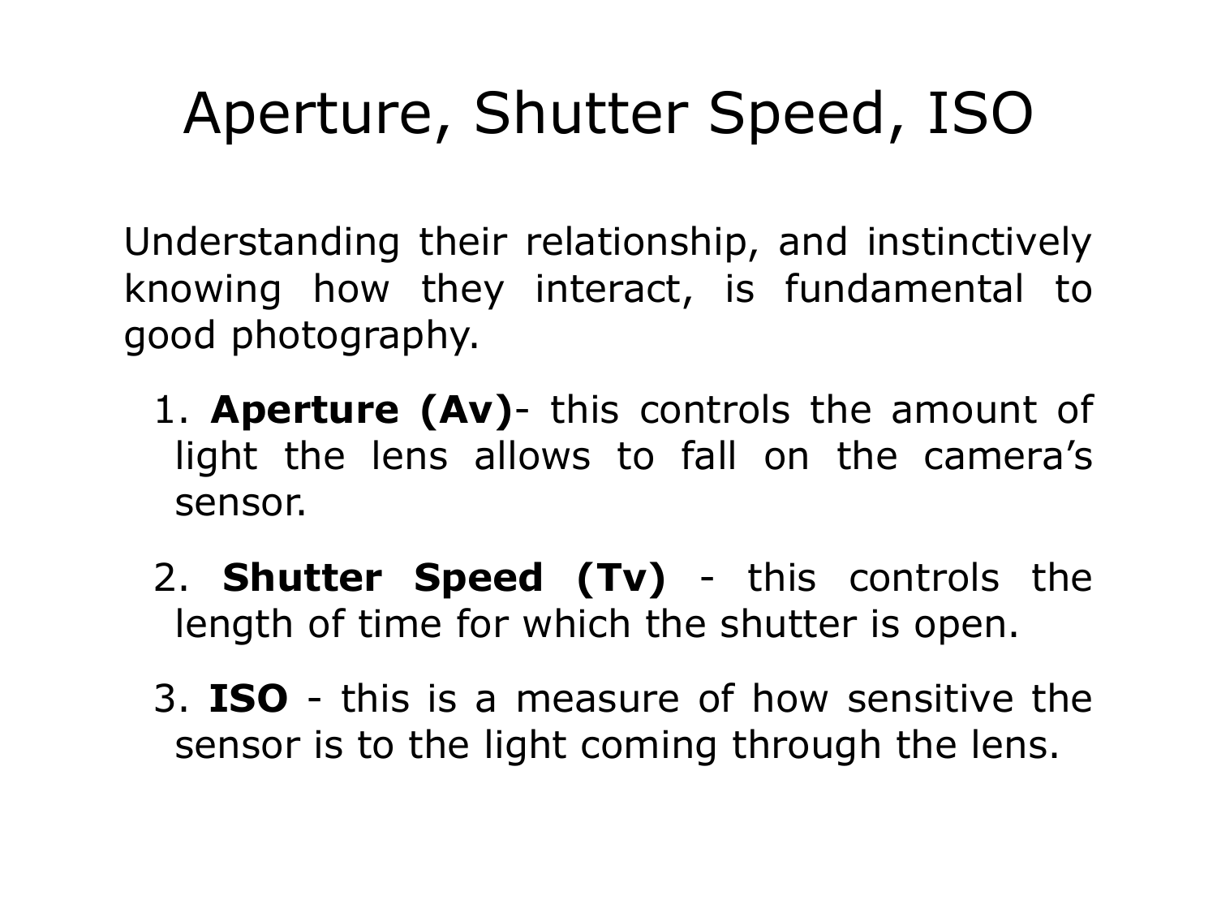# Aperture, Shutter Speed, ISO

Understanding their relationship, and instinctively knowing how they interact, is fundamental to good photography.

1. **Aperture (Av)**- this controls the amount of light the lens allows to fall on the camera's sensor.
2. **Shutter Speed (Tv)** - this controls the length of time for which the shutter is open.
3. **ISO** - this is a measure of how sensitive the sensor is to the light coming through the lens.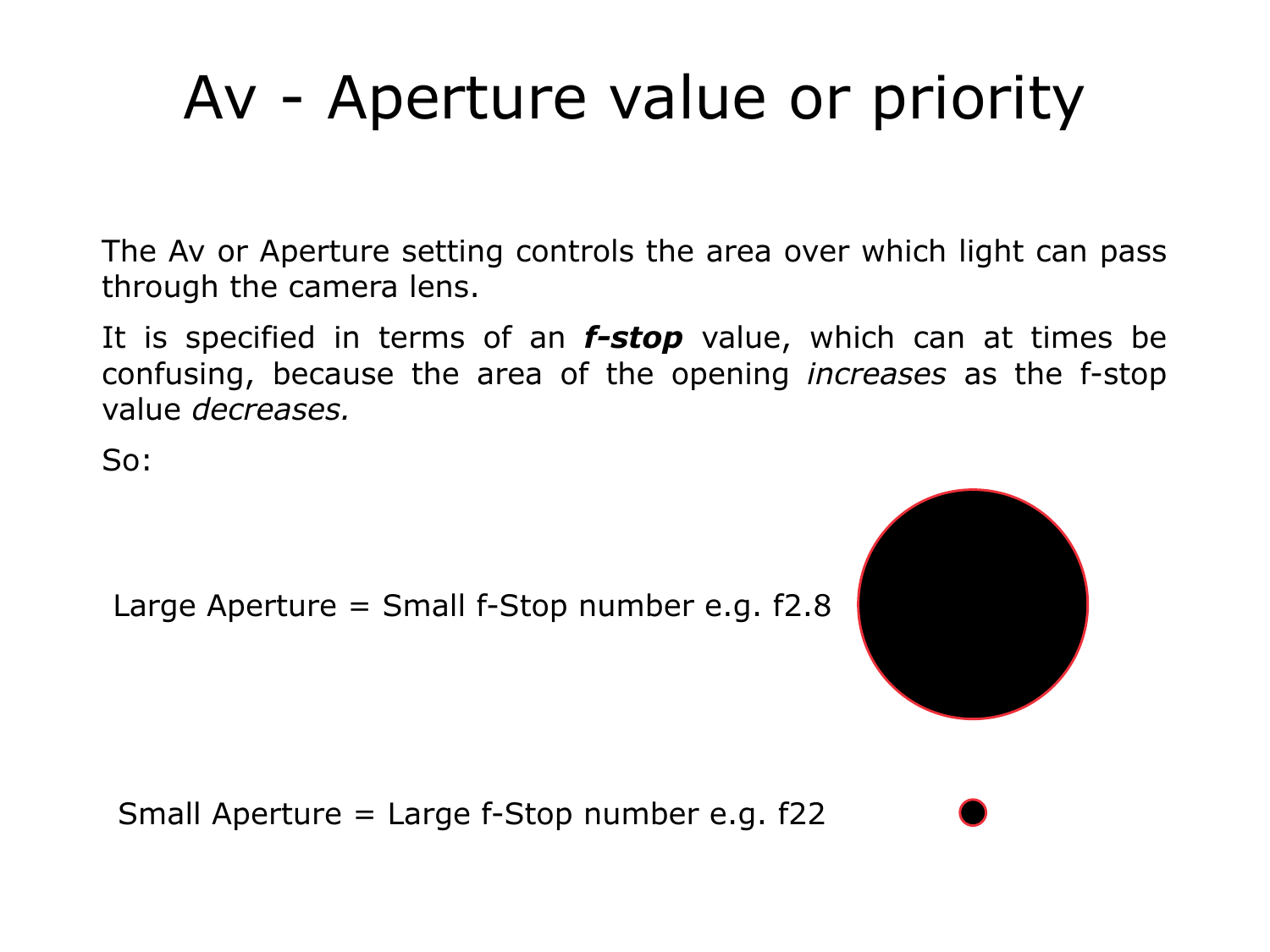# Av - Aperture value or priority

The Av or Aperture setting controls the area over which light can pass through the camera lens.

It is specified in terms of an ***f-stop*** value, which can at times be confusing, because the area of the opening *increases* as the f-stop value *decreases.*

So:

Large Aperture = Small f-Stop number e.g. f2.8

Small Aperture = Large f-Stop number e.g. f22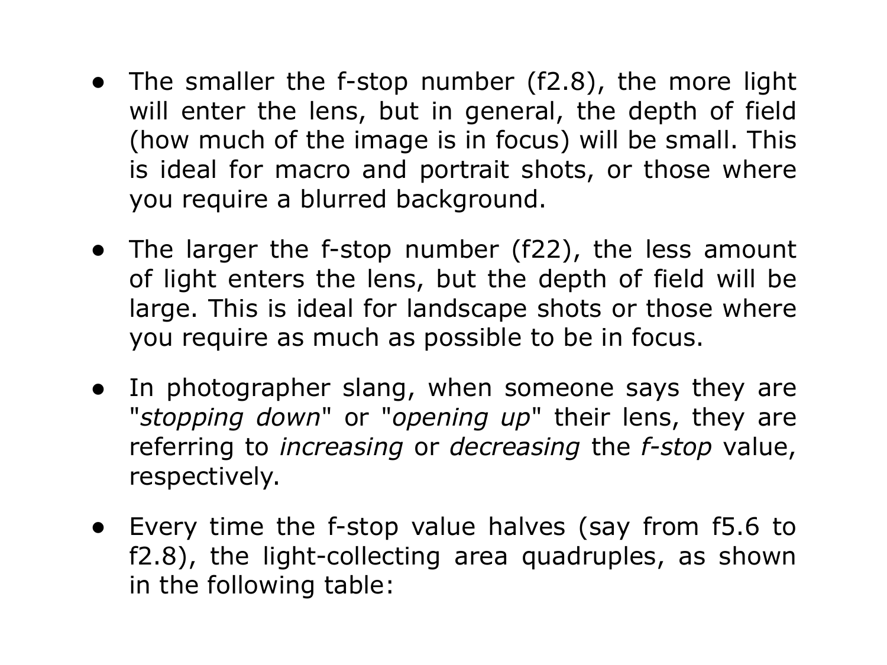- The smaller the f-stop number (f2.8), the more light will enter the lens, but in general, the depth of field (how much of the image is in focus) will be small. This is ideal for macro and portrait shots, or those where you require a blurred background.

- The larger the f-stop number (f22), the less amount of light enters the lens, but the depth of field will be large. This is ideal for landscape shots or those where you require as much as possible to be in focus.

- In photographer slang, when someone says they are "*stopping down*" or "*opening up*" their lens, they are referring to *increasing* or *decreasing* the *f-stop* value, respectively.

- Every time the f-stop value halves (say from f5.6 to f2.8), the light-collecting area quadruples, as shown in the following table: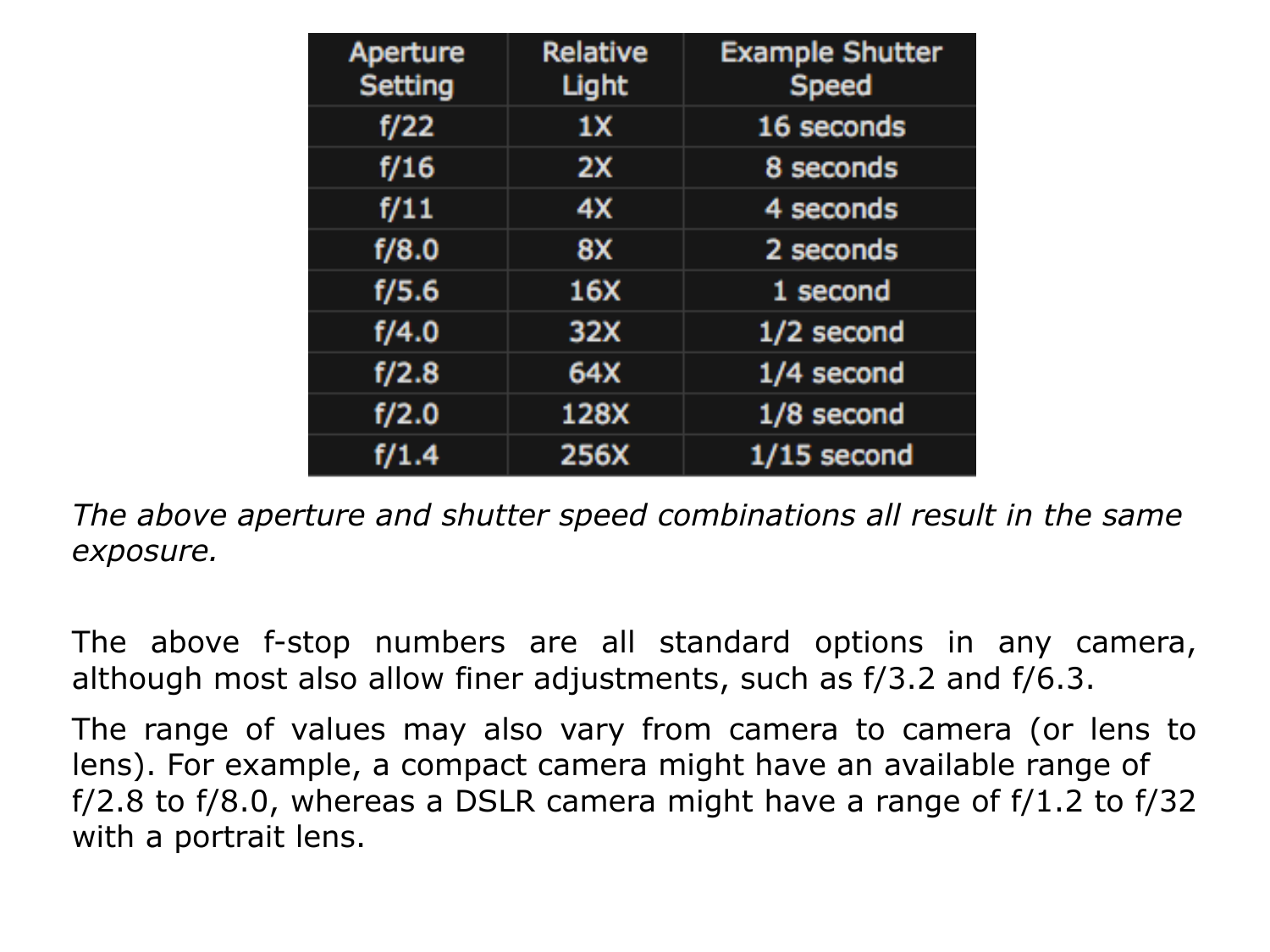| Aperture Setting | Relative Light | Example Shutter Speed |
|---|---|---|
| f/22 | 1X | 16 seconds |
| f/16 | 2X | 8 seconds |
| f/11 | 4X | 4 seconds |
| f/8.0 | 8X | 2 seconds |
| f/5.6 | 16X | 1 second |
| f/4.0 | 32X | 1/2 second |
| f/2.8 | 64X | 1/4 second |
| f/2.0 | 128X | 1/8 second |
| f/1.4 | 256X | 1/15 second |

*The above aperture and shutter speed combinations all result in the same exposure.*

The above f-stop numbers are all standard options in any camera, although most also allow finer adjustments, such as f/3.2 and f/6.3.

The range of values may also vary from camera to camera (or lens to lens). For example, a compact camera might have an available range of f/2.8 to f/8.0, whereas a DSLR camera might have a range of f/1.2 to f/32 with a portrait lens.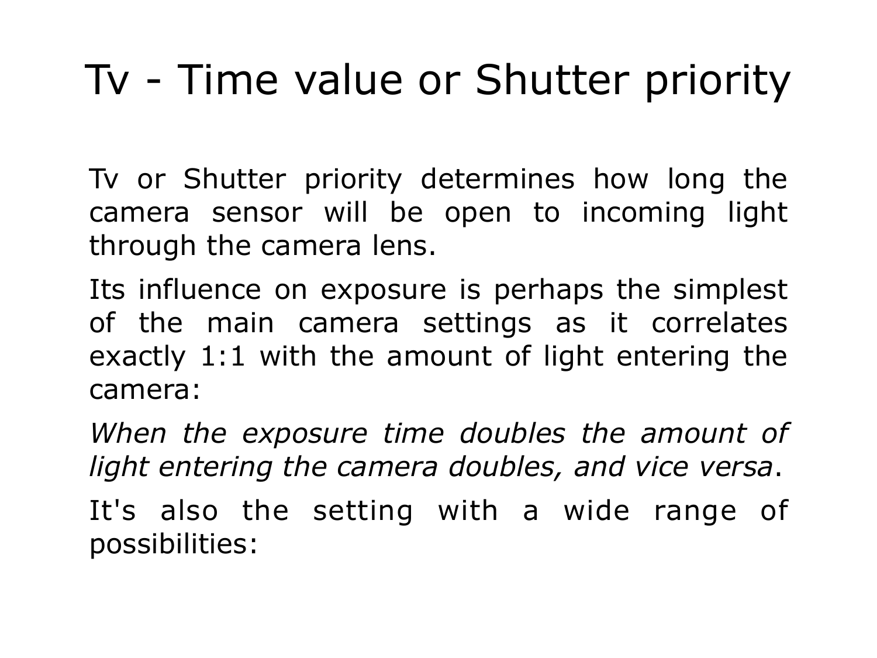# Tv - Time value or Shutter priority

Tv or Shutter priority determines how long the camera sensor will be open to incoming light through the camera lens.

Its influence on exposure is perhaps the simplest of the main camera settings as it correlates exactly 1:1 with the amount of light entering the camera:

*When the exposure time doubles the amount of light entering the camera doubles, and vice versa*.

It's also the setting with a wide range of possibilities: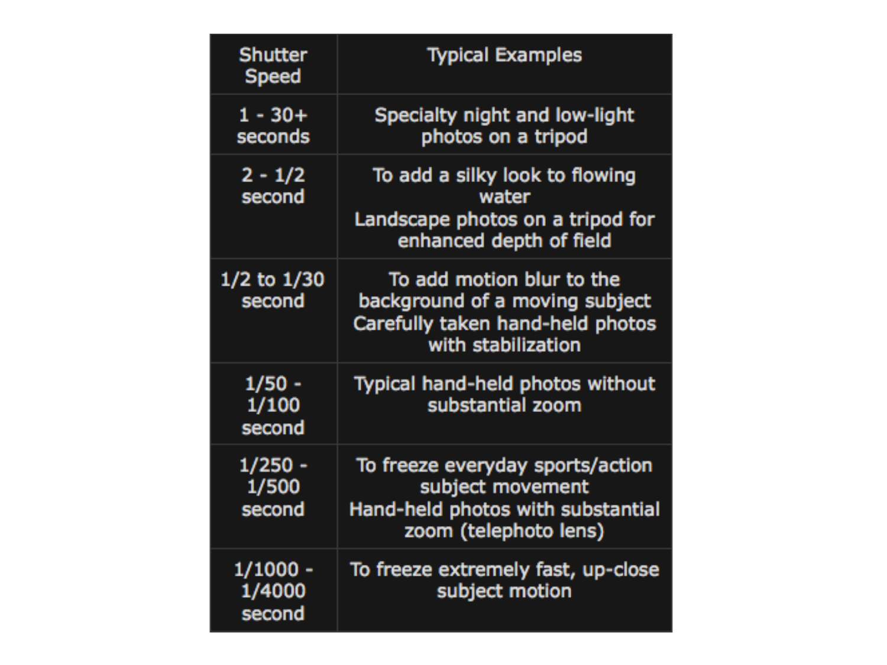| Shutter Speed | Typical Examples |
|---|---|
| 1 - 30+ seconds | Specialty night and low-light photos on a tripod |
| 2 - 1/2 second | To add a silky look to flowing water<br>Landscape photos on a tripod for enhanced depth of field |
| 1/2 to 1/30 second | To add motion blur to the background of a moving subject<br>Carefully taken hand-held photos with stabilization |
| 1/50 - 1/100 second | Typical hand-held photos without substantial zoom |
| 1/250 - 1/500 second | To freeze everyday sports/action subject movement<br>Hand-held photos with substantial zoom (telephoto lens) |
| 1/1000 - 1/4000 second | To freeze extremely fast, up-close subject motion |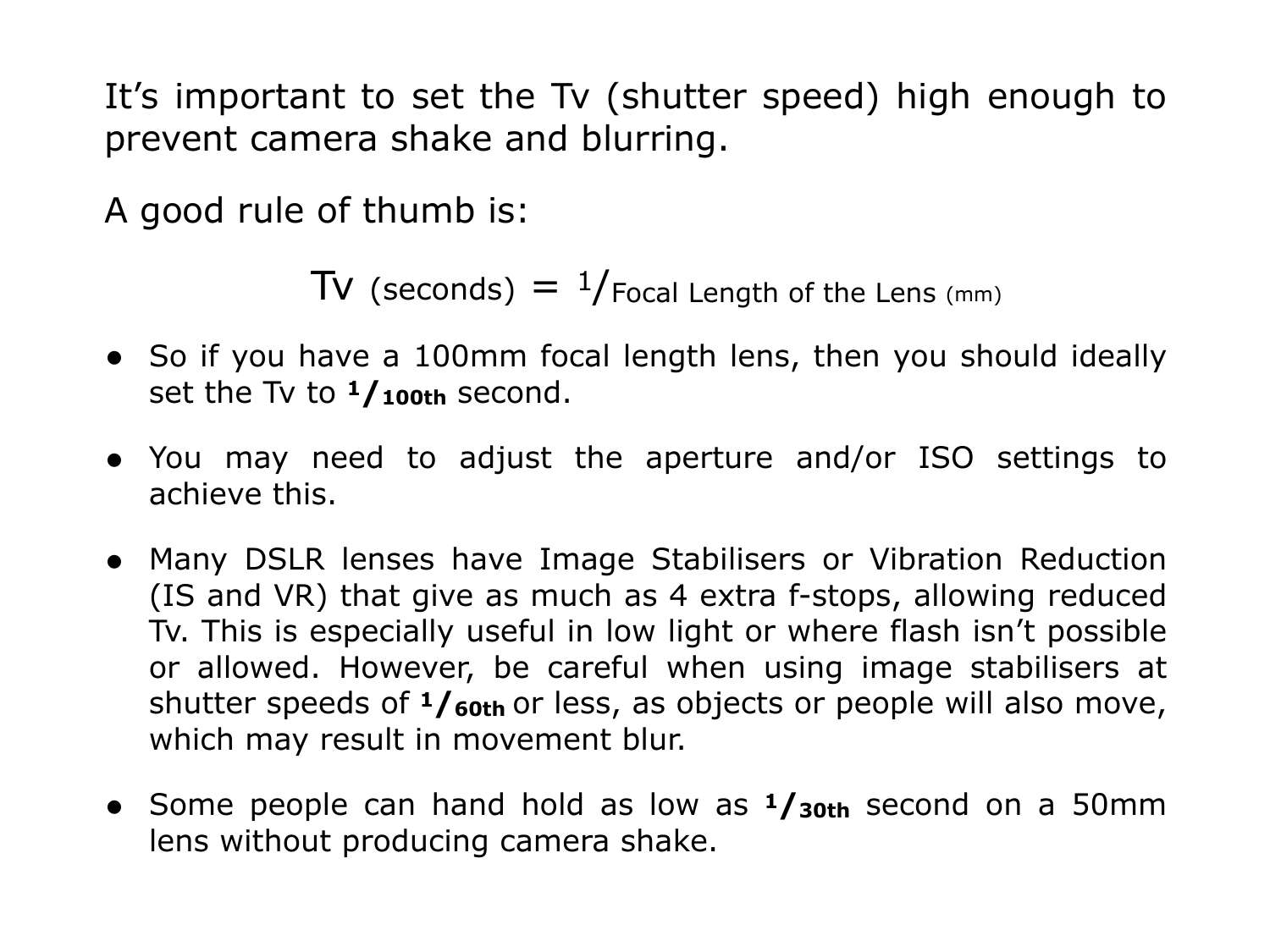It's important to set the Tv (shutter speed) high enough to prevent camera shake and blurring.

A good rule of thumb is:

$$\text{Tv (seconds)} = {}^{1}/_{\text{Focal Length of the Lens (mm)}}$$

- So if you have a 100mm focal length lens, then you should ideally set the Tv to **$^{1}/_{100th}$** second.
- You may need to adjust the aperture and/or ISO settings to achieve this.
- Many DSLR lenses have Image Stabilisers or Vibration Reduction (IS and VR) that give as much as 4 extra f-stops, allowing reduced Tv. This is especially useful in low light or where flash isn't possible or allowed. However, be careful when using image stabilisers at shutter speeds of **$^{1}/_{60th}$** or less, as objects or people will also move, which may result in movement blur.
- Some people can hand hold as low as **$^{1}/_{30th}$** second on a 50mm lens without producing camera shake.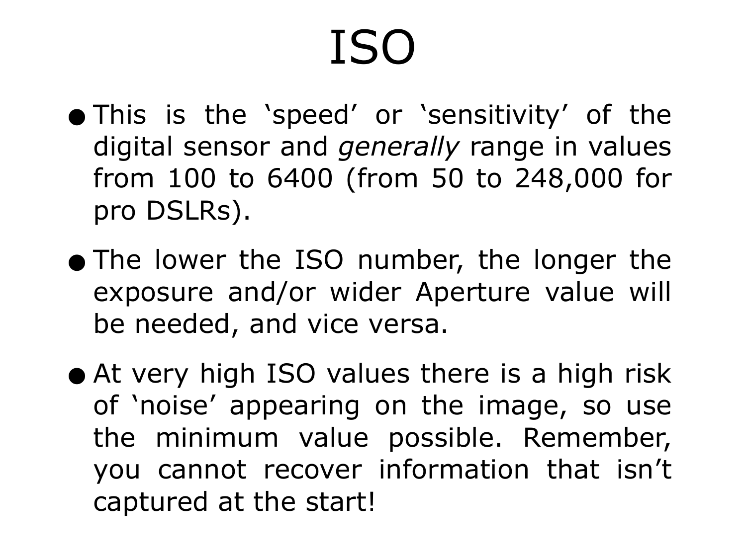# ISO

- This is the 'speed' or 'sensitivity' of the digital sensor and *generally* range in values from 100 to 6400 (from 50 to 248,000 for pro DSLRs).
- The lower the ISO number, the longer the exposure and/or wider Aperture value will be needed, and vice versa.
- At very high ISO values there is a high risk of 'noise' appearing on the image, so use the minimum value possible. Remember, you cannot recover information that isn't captured at the start!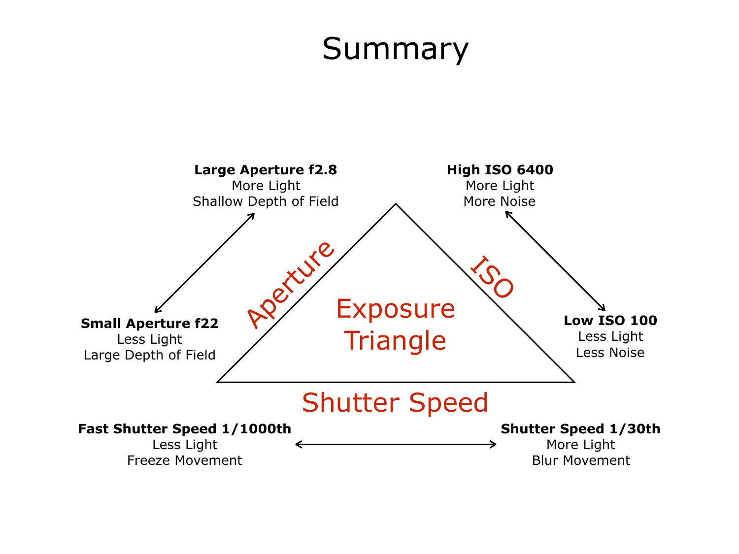# Summary

**Large Aperture f2.8**
More Light
Shallow Depth of Field

**High ISO 6400**
More Light
More Noise

Aperture

ISO

Exposure Triangle

**Small Aperture f22**
Less Light
Large Depth of Field

**Low ISO 100**
Less Light
Less Noise

Shutter Speed

**Fast Shutter Speed 1/1000th**
Less Light
Freeze Movement

**Shutter Speed 1/30th**
More Light
Blur Movement